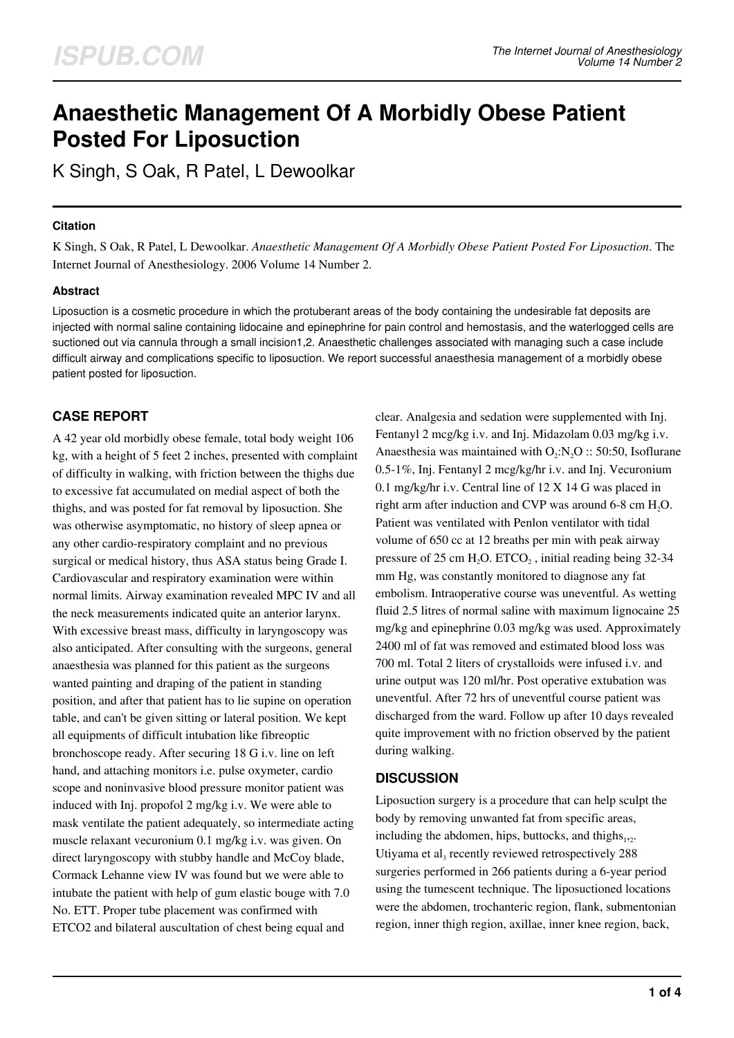# Anaesthetic Management Of A Morbidly Obese Patient Posted For Liposuction

K Singh, S Oak, R Patel, L Dewoolkar

### Citation

K Singh, S Oak, R Patel, L Dewoolkar. *Anaesthetic Management Of A Morbidly Obese Patient Posted For Liposuction*. The Internet Journal of Anesthesiology. 2006 Volume 14 Number 2.

### Abstract

Liposuction is a cosmetic procedure in which the protuberant areas of the body containing the undesirable fat deposits are injected with normal saline containing lidocaine and epinephrine for pain control and hemostasis, and the waterlogged cells are suctioned out via cannula through a small incision1,2. Anaesthetic challenges associated with managing such a case include difficult airway and complications specific to liposuction. We report successful anaesthesia management of a morbidly obese patient posted for liposuction.

## CASE REPORT

A 42 year old morbidly obese female, total body weight 106 kg, with a height of 5 feet 2 inches, presented with complaint of difficulty in walking, with friction between the thighs due to excessive fat accumulated on medial aspect of both the thighs, and was posted for fat removal by liposuction. She was otherwise asymptomatic, no history of sleep apnea or any other cardio-respiratory complaint and no previous surgical or medical history, thus ASA status being Grade I. Cardiovascular and respiratory examination were within normal limits. Airway examination revealed MPC IV and all the neck measurements indicated quite an anterior larynx. With excessive breast mass, difficulty in laryngoscopy was also anticipated. After consulting with the surgeons, general anaesthesia was planned for this patient as the surgeons wanted painting and draping of the patient in standing position, and after that patient has to lie supine on operation table, and can't be given sitting or lateral position. We kept all equipments of difficult intubation like fibreoptic bronchoscope ready. After securing 18 G i.v. line on left hand, and attaching monitors i.e. pulse oxymeter, cardio scope and noninvasive blood pressure monitor patient was induced with Inj. propofol 2 mg/kg i.v. We were able to mask ventilate the patient adequately, so intermediate acting muscle relaxant vecuronium 0.1 mg/kg i.v. was given. On direct laryngoscopy with stubby handle and McCoy blade, Cormack Lehanne view IV was found but we were able to intubate the patient with help of gum elastic bouge with 7.0 No. ETT. Proper tube placement was confirmed with ETCO2 and bilateral auscultation of chest being equal and clear. Analgesia and sedation were supplemented with Inj. Fentanyl 2 mcg/kg i.v. and Inj. Midazolam 0.03 mg/kg i.v. Anaesthesia was maintained with $O_2$:$N_2O$ :: 50:50, Isoflurane 0.5-1%, Inj. Fentanyl 2 mcg/kg/hr i.v. and Inj. Vecuronium 0.1 mg/kg/hr i.v. Central line of 12 X 14 G was placed in right arm after induction and CVP was around 6-8 cm $H_2O$. Patient was ventilated with Penlon ventilator with tidal volume of 650 cc at 12 breaths per min with peak airway pressure of 25 cm $H_2O$. $ETCO_2$ , initial reading being 32-34 mm Hg, was constantly monitored to diagnose any fat embolism. Intraoperative course was uneventful. As wetting fluid 2.5 litres of normal saline with maximum lignocaine 25 mg/kg and epinephrine 0.03 mg/kg was used. Approximately 2400 ml of fat was removed and estimated blood loss was 700 ml. Total 2 liters of crystalloids were infused i.v. and urine output was 120 ml/hr. Post operative extubation was uneventful. After 72 hrs of uneventful course patient was discharged from the ward. Follow up after 10 days revealed quite improvement with no friction observed by the patient during walking.

## DISCUSSION

Liposuction surgery is a procedure that can help sculpt the body by removing unwanted fat from specific areas, including the abdomen, hips, buttocks, and thighs[1,2]. Utiyama et al[3] recently reviewed retrospectively 288 surgeries performed in 266 patients during a 6-year period using the tumescent technique. The liposuctioned locations were the abdomen, trochanteric region, flank, submentonian region, inner thigh region, axillae, inner knee region, back,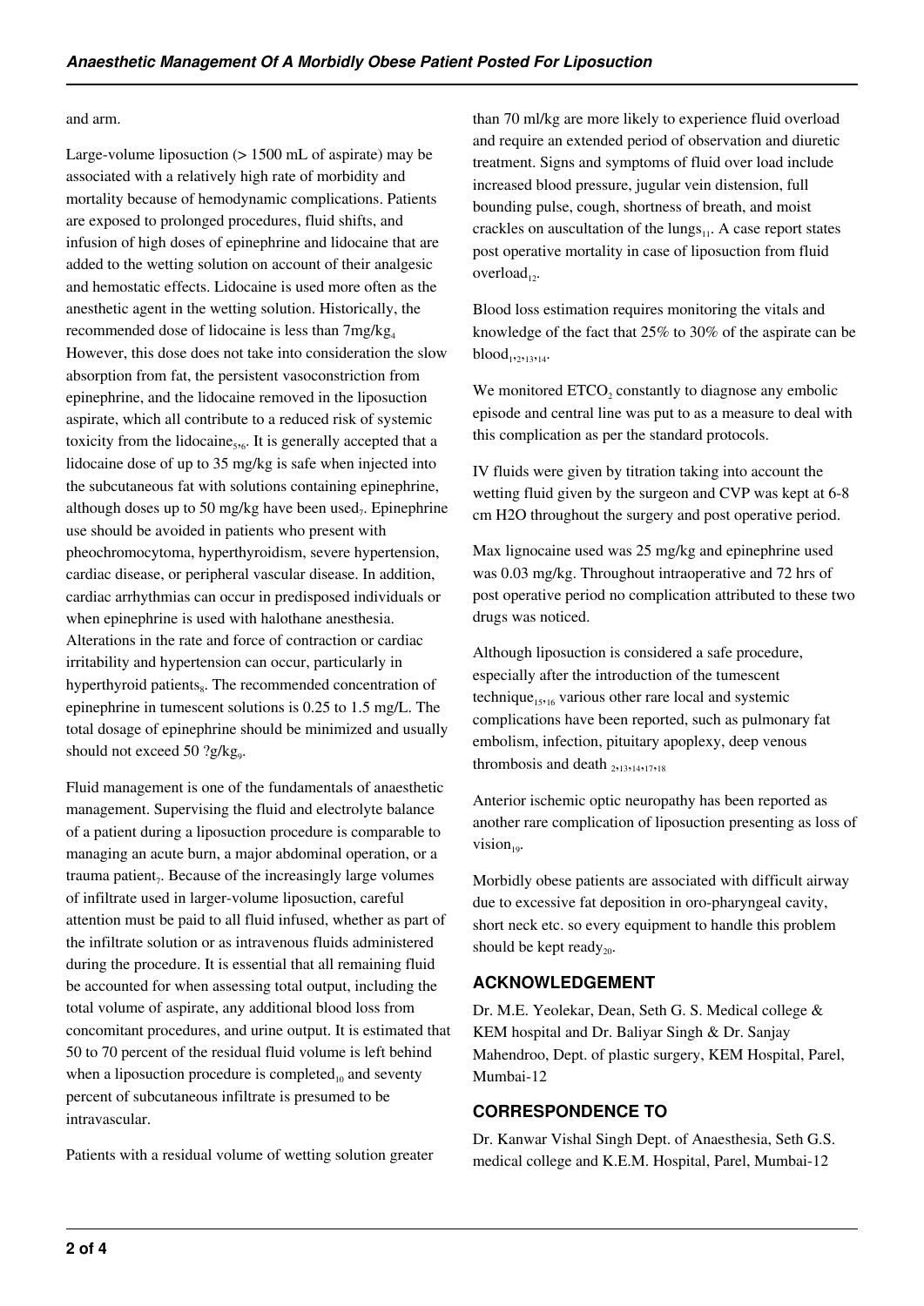and arm.

Large-volume liposuction (> 1500 mL of aspirate) may be associated with a relatively high rate of morbidity and mortality because of hemodynamic complications. Patients are exposed to prolonged procedures, fluid shifts, and infusion of high doses of epinephrine and lidocaine that are added to the wetting solution on account of their analgesic and hemostatic effects. Lidocaine is used more often as the anesthetic agent in the wetting solution. Historically, the recommended dose of lidocaine is less than 7mg/kg[4] However, this dose does not take into consideration the slow absorption from fat, the persistent vasoconstriction from epinephrine, and the lidocaine removed in the liposuction aspirate, which all contribute to a reduced risk of systemic toxicity from the lidocaine[5,6]. It is generally accepted that a lidocaine dose of up to 35 mg/kg is safe when injected into the subcutaneous fat with solutions containing epinephrine, although doses up to 50 mg/kg have been used[7]. Epinephrine use should be avoided in patients who present with pheochromocytoma, hyperthyroidism, severe hypertension, cardiac disease, or peripheral vascular disease. In addition, cardiac arrhythmias can occur in predisposed individuals or when epinephrine is used with halothane anesthesia. Alterations in the rate and force of contraction or cardiac irritability and hypertension can occur, particularly in hyperthyroid patients[8]. The recommended concentration of epinephrine in tumescent solutions is 0.25 to 1.5 mg/L. The total dosage of epinephrine should be minimized and usually should not exceed 50 ?g/kg[9].

Fluid management is one of the fundamentals of anaesthetic management. Supervising the fluid and electrolyte balance of a patient during a liposuction procedure is comparable to managing an acute burn, a major abdominal operation, or a trauma patient[7]. Because of the increasingly large volumes of infiltrate used in larger-volume liposuction, careful attention must be paid to all fluid infused, whether as part of the infiltrate solution or as intravenous fluids administered during the procedure. It is essential that all remaining fluid be accounted for when assessing total output, including the total volume of aspirate, any additional blood loss from concomitant procedures, and urine output. It is estimated that 50 to 70 percent of the residual fluid volume is left behind when a liposuction procedure is completed[10] and seventy percent of subcutaneous infiltrate is presumed to be intravascular.

Patients with a residual volume of wetting solution greater than 70 ml/kg are more likely to experience fluid overload and require an extended period of observation and diuretic treatment. Signs and symptoms of fluid over load include increased blood pressure, jugular vein distension, full bounding pulse, cough, shortness of breath, and moist crackles on auscultation of the lungs[11]. A case report states post operative mortality in case of liposuction from fluid overload[12].

Blood loss estimation requires monitoring the vitals and knowledge of the fact that 25% to 30% of the aspirate can be blood[1,2,13,14].

We monitored $ETCO_2$ constantly to diagnose any embolic episode and central line was put to as a measure to deal with this complication as per the standard protocols.

IV fluids were given by titration taking into account the wetting fluid given by the surgeon and CVP was kept at 6-8 cm H2O throughout the surgery and post operative period.

Max lignocaine used was 25 mg/kg and epinephrine used was 0.03 mg/kg. Throughout intraoperative and 72 hrs of post operative period no complication attributed to these two drugs was noticed.

Although liposuction is considered a safe procedure, especially after the introduction of the tumescent technique[15,16] various other rare local and systemic complications have been reported, such as pulmonary fat embolism, infection, pituitary apoplexy, deep venous thrombosis and death [2,13,14,17,18]

Anterior ischemic optic neuropathy has been reported as another rare complication of liposuction presenting as loss of vision[19].

Morbidly obese patients are associated with difficult airway due to excessive fat deposition in oro-pharyngeal cavity, short neck etc. so every equipment to handle this problem should be kept ready[20].

## ACKNOWLEDGEMENT

Dr. M.E. Yeolekar, Dean, Seth G. S. Medical college & KEM hospital and Dr. Baliyar Singh & Dr. Sanjay Mahendroo, Dept. of plastic surgery, KEM Hospital, Parel, Mumbai-12

## CORRESPONDENCE TO

Dr. Kanwar Vishal Singh Dept. of Anaesthesia, Seth G.S. medical college and K.E.M. Hospital, Parel, Mumbai-12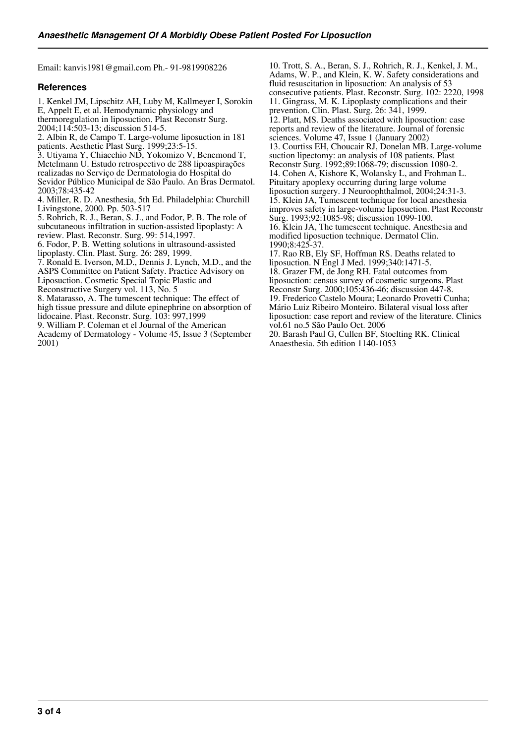Email: kanvis1981@gmail.com Ph.- 91-9819908226

### References

1. Kenkel JM, Lipschitz AH, Luby M, Kallmeyer I, Sorokin E, Appelt E, et al. Hemodynamic physiology and thermoregulation in liposuction. Plast Reconstr Surg. 2004;114:503-13; discussion 514-5.
2. Albin R, de Campo T. Large-volume liposuction in 181 patients. Aesthetic Plast Surg. 1999;23:5-15.
3. Utiyama Y, Chiacchio ND, Yokomizo V, Benemond T, Metelmann U. Estudo retrospectivo de 288 lipoaspirações realizadas no Serviço de Dermatologia do Hospital do Sevidor Público Municipal de São Paulo. An Bras Dermatol. 2003;78:435-42
4. Miller, R. D. Anesthesia, 5th Ed. Philadelphia: Churchill Livingstone, 2000. Pp. 503-517
5. Rohrich, R. J., Beran, S. J., and Fodor, P. B. The role of subcutaneous infiltration in suction-assisted lipoplasty: A review. Plast. Reconstr. Surg. 99: 514,1997.
6. Fodor, P. B. Wetting solutions in ultrasound-assisted lipoplasty. Clin. Plast. Surg. 26: 289, 1999.
7. Ronald E. Iverson, M.D., Dennis J. Lynch, M.D., and the ASPS Committee on Patient Safety. Practice Advisory on Liposuction. Cosmetic Special Topic Plastic and Reconstructive Surgery vol. 113, No. 5
8. Matarasso, A. The tumescent technique: The effect of high tissue pressure and dilute epinephrine on absorption of lidocaine. Plast. Reconstr. Surg. 103: 997,1999
9. William P. Coleman et el Journal of the American Academy of Dermatology - Volume 45, Issue 3 (September 2001)
10. Trott, S. A., Beran, S. J., Rohrich, R. J., Kenkel, J. M., Adams, W. P., and Klein, K. W. Safety considerations and fluid resuscitation in liposuction: An analysis of 53 consecutive patients. Plast. Reconstr. Surg. 102: 2220, 1998
11. Gingrass, M. K. Lipoplasty complications and their prevention. Clin. Plast. Surg. 26: 341, 1999.
12. Platt, MS. Deaths associated with liposuction: case reports and review of the literature. Journal of forensic sciences. Volume 47, Issue 1 (January 2002)
13. Courtiss EH, Choucair RJ, Donelan MB. Large-volume suction lipectomy: an analysis of 108 patients. Plast Reconstr Surg. 1992;89:1068-79; discussion 1080-2.
14. Cohen A, Kishore K, Wolansky L, and Frohman L. Pituitary apoplexy occurring during large volume liposuction surgery. J Neuroophthalmol, 2004;24:31-3.
15. Klein JA, Tumescent technique for local anesthesia improves safety in large-volume liposuction. Plast Reconstr Surg. 1993;92:1085-98; discussion 1099-100.
16. Klein JA, The tumescent technique. Anesthesia and modified liposuction technique. Dermatol Clin. 1990;8:425-37.
17. Rao RB, Ely SF, Hoffman RS. Deaths related to liposuction. N Engl J Med. 1999;340:1471-5.
18. Grazer FM, de Jong RH. Fatal outcomes from liposuction: census survey of cosmetic surgeons. Plast Reconstr Surg. 2000;105:436-46; discussion 447-8.
19. Frederico Castelo Moura; Leonardo Provetti Cunha; Mário Luiz Ribeiro Monteiro. Bilateral visual loss after liposuction: case report and review of the literature. Clinics vol.61 no.5 São Paulo Oct. 2006
20. Barash Paul G, Cullen BF, Stoelting RK. Clinical Anaesthesia. 5th edition 1140-1053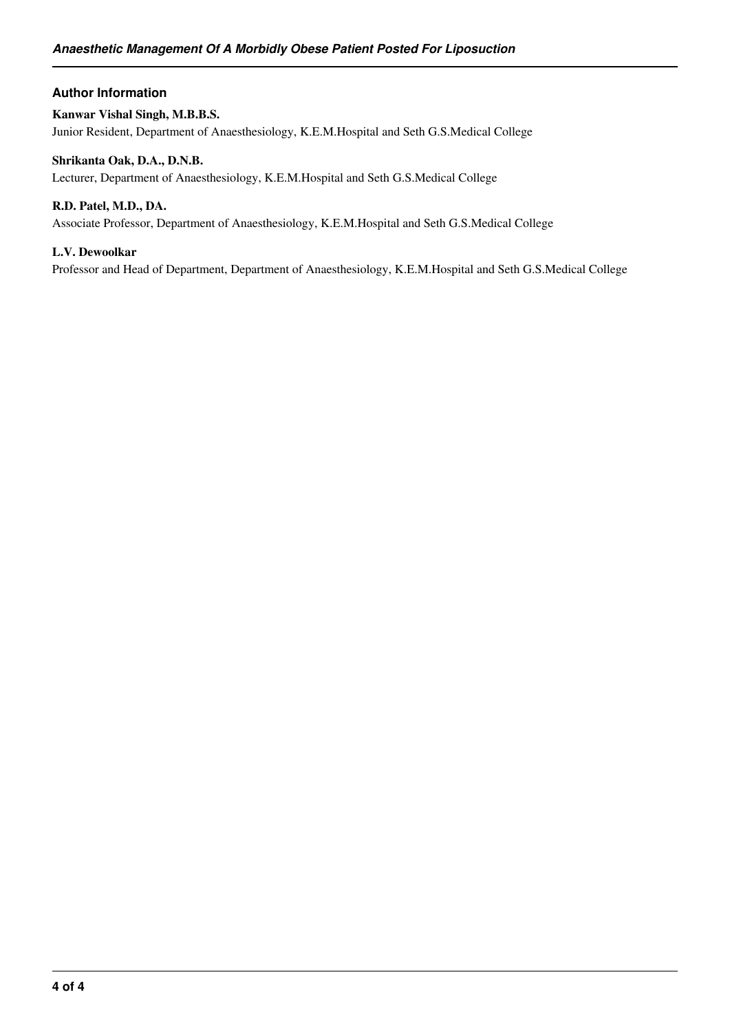## Author Information

**Kanwar Vishal Singh, M.B.B.S.**
Junior Resident, Department of Anaesthesiology, K.E.M.Hospital and Seth G.S.Medical College

**Shrikanta Oak, D.A., D.N.B.**
Lecturer, Department of Anaesthesiology, K.E.M.Hospital and Seth G.S.Medical College

**R.D. Patel, M.D., DA.**
Associate Professor, Department of Anaesthesiology, K.E.M.Hospital and Seth G.S.Medical College

**L.V. Dewoolkar**
Professor and Head of Department, Department of Anaesthesiology, K.E.M.Hospital and Seth G.S.Medical College